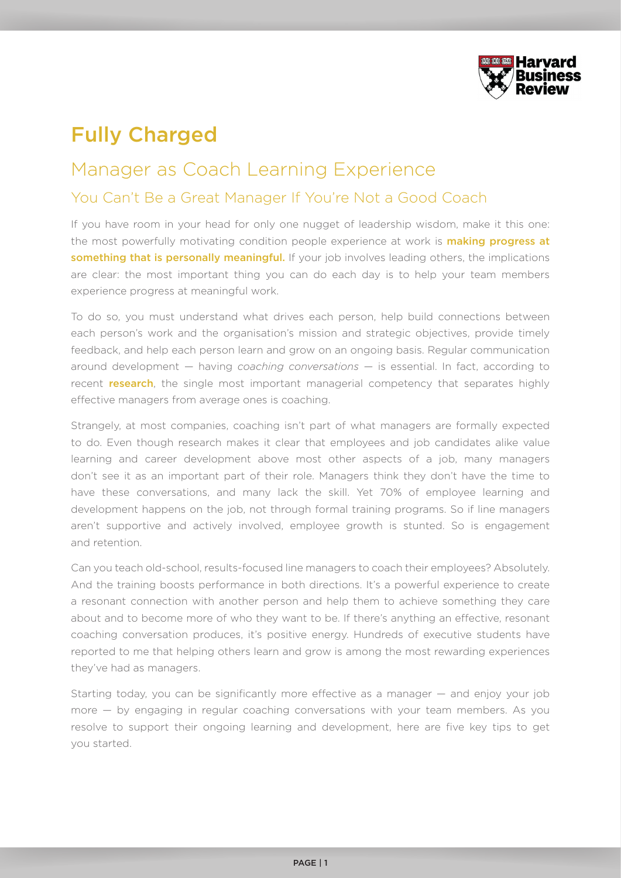# Fully Charged

## Manager as Coach Learning Experience

### You Can't Be a Great Manager If You're Not a Good Coach

If you have room in your head for only one nugget of leadership wisdom, make it this one: the most powerfully motivating condition people experience at work is **making progress at something that is personally meaningful.** If your job involves leading others, the implications are clear: the most important thing you can do each day is to help your team members experience progress at meaningful work.

To do so, you must understand what drives each person, help build connections between each person's work and the organisation's mission and strategic objectives, provide timely feedback, and help each person learn and grow on an ongoing basis. Regular communication around development — having *coaching conversations* — is essential. In fact, according to recent **research**, the single most important managerial competency that separates highly effective managers from average ones is coaching.

Strangely, at most companies, coaching isn't part of what managers are formally expected to do. Even though research makes it clear that employees and job candidates alike value learning and career development above most other aspects of a job, many managers don't see it as an important part of their role. Managers think they don't have the time to have these conversations, and many lack the skill. Yet 70% of employee learning and development happens on the job, not through formal training programs. So if line managers aren't supportive and actively involved, employee growth is stunted. So is engagement and retention.

Can you teach old-school, results-focused line managers to coach their employees? Absolutely. And the training boosts performance in both directions. It's a powerful experience to create a resonant connection with another person and help them to achieve something they care about and to become more of who they want to be. If there's anything an effective, resonant coaching conversation produces, it's positive energy. Hundreds of executive students have reported to me that helping others learn and grow is among the most rewarding experiences they've had as managers.

Starting today, you can be significantly more effective as a manager — and enjoy your job more — by engaging in regular coaching conversations with your team members. As you resolve to support their ongoing learning and development, here are five key tips to get you started.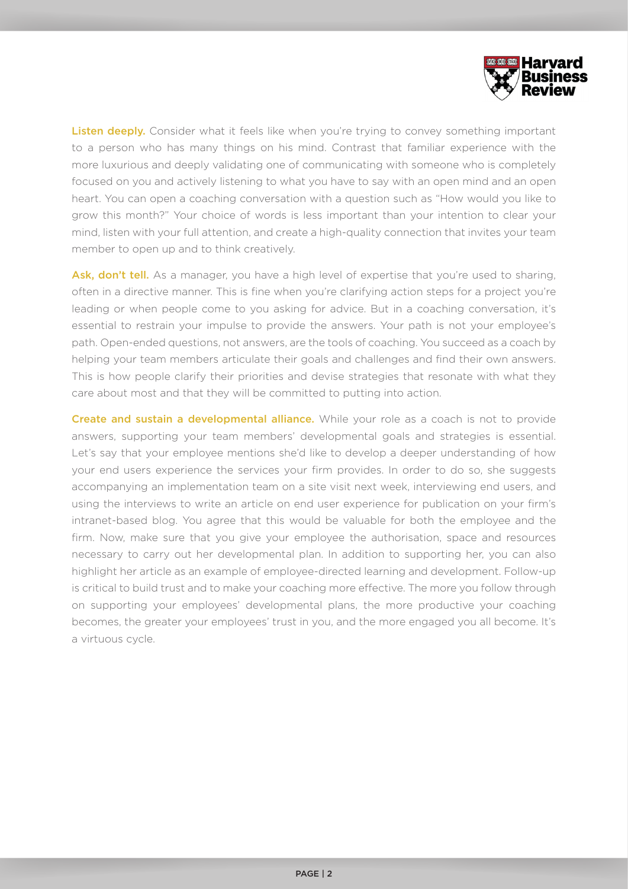**Listen deeply.** Consider what it feels like when you're trying to convey something important to a person who has many things on his mind. Contrast that familiar experience with the more luxurious and deeply validating one of communicating with someone who is completely focused on you and actively listening to what you have to say with an open mind and an open heart. You can open a coaching conversation with a question such as "How would you like to grow this month?" Your choice of words is less important than your intention to clear your mind, listen with your full attention, and create a high-quality connection that invites your team member to open up and to think creatively.

**Ask, don't tell.** As a manager, you have a high level of expertise that you're used to sharing, often in a directive manner. This is fine when you're clarifying action steps for a project you're leading or when people come to you asking for advice. But in a coaching conversation, it's essential to restrain your impulse to provide the answers. Your path is not your employee's path. Open-ended questions, not answers, are the tools of coaching. You succeed as a coach by helping your team members articulate their goals and challenges and find their own answers. This is how people clarify their priorities and devise strategies that resonate with what they care about most and that they will be committed to putting into action.

**Create and sustain a developmental alliance.** While your role as a coach is not to provide answers, supporting your team members' developmental goals and strategies is essential. Let's say that your employee mentions she'd like to develop a deeper understanding of how your end users experience the services your firm provides. In order to do so, she suggests accompanying an implementation team on a site visit next week, interviewing end users, and using the interviews to write an article on end user experience for publication on your firm's intranet-based blog. You agree that this would be valuable for both the employee and the firm. Now, make sure that you give your employee the authorisation, space and resources necessary to carry out her developmental plan. In addition to supporting her, you can also highlight her article as an example of employee-directed learning and development. Follow-up is critical to build trust and to make your coaching more effective. The more you follow through on supporting your employees' developmental plans, the more productive your coaching becomes, the greater your employees' trust in you, and the more engaged you all become. It's a virtuous cycle.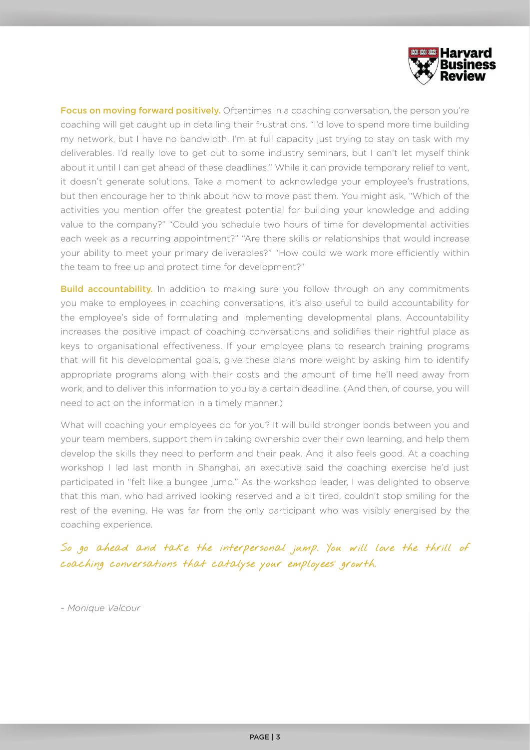**Focus on moving forward positively.** Oftentimes in a coaching conversation, the person you're coaching will get caught up in detailing their frustrations. "I'd love to spend more time building my network, but I have no bandwidth. I'm at full capacity just trying to stay on task with my deliverables. I'd really love to get out to some industry seminars, but I can't let myself think about it until I can get ahead of these deadlines." While it can provide temporary relief to vent, it doesn't generate solutions. Take a moment to acknowledge your employee's frustrations, but then encourage her to think about how to move past them. You might ask, "Which of the activities you mention offer the greatest potential for building your knowledge and adding value to the company?" "Could you schedule two hours of time for developmental activities each week as a recurring appointment?" "Are there skills or relationships that would increase your ability to meet your primary deliverables?" "How could we work more efficiently within the team to free up and protect time for development?"

**Build accountability.** In addition to making sure you follow through on any commitments you make to employees in coaching conversations, it's also useful to build accountability for the employee's side of formulating and implementing developmental plans. Accountability increases the positive impact of coaching conversations and solidifies their rightful place as keys to organisational effectiveness. If your employee plans to research training programs that will fit his developmental goals, give these plans more weight by asking him to identify appropriate programs along with their costs and the amount of time he'll need away from work, and to deliver this information to you by a certain deadline. (And then, of course, you will need to act on the information in a timely manner.)

What will coaching your employees do for you? It will build stronger bonds between you and your team members, support them in taking ownership over their own learning, and help them develop the skills they need to perform and their peak. And it also feels good. At a coaching workshop I led last month in Shanghai, an executive said the coaching exercise he'd just participated in "felt like a bungee jump." As the workshop leader, I was delighted to observe that this man, who had arrived looking reserved and a bit tired, couldn't stop smiling for the rest of the evening. He was far from the only participant who was visibly energised by the coaching experience.

*So go ahead and take the interpersonal jump. You will love the thrill of coaching conversations that catalyse your employees' growth.*

*~ Monique Valcour*